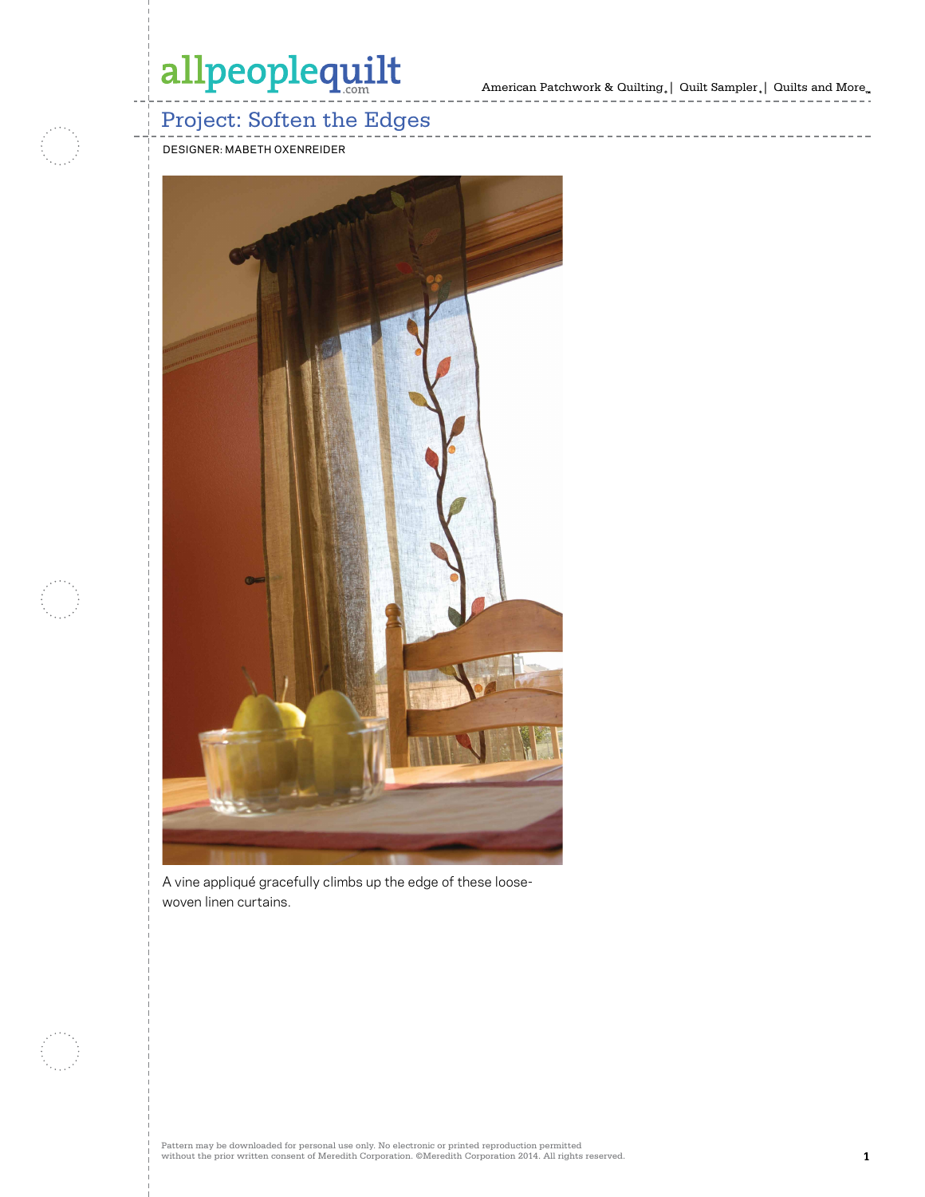# Project: Soften the Edges

DESIGNER: MABETH OXENREIDER

A vine appliqué gracefully climbs up the edge of these loose-woven linen curtains.

Pattern may be downloaded for personal use only. No electronic or printed reproduction permitted without the prior written consent of Meredith Corporation. ©Meredith Corporation 2014. All rights reserved.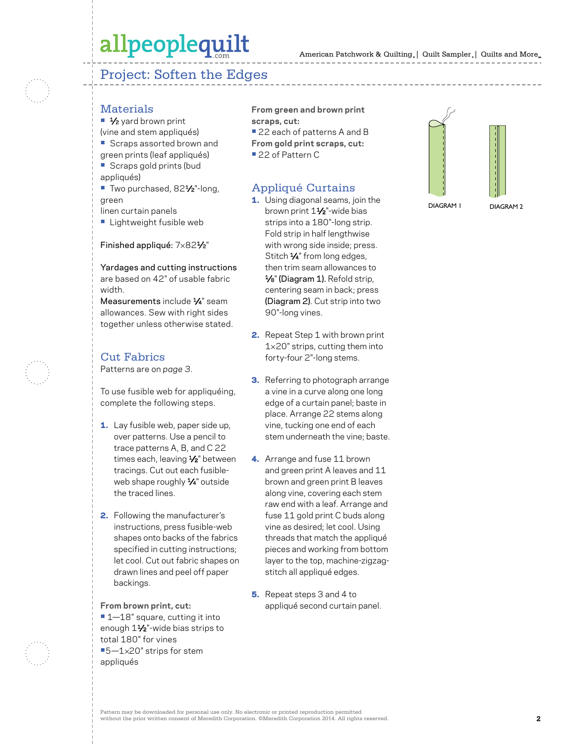# Project: Soften the Edges

## Materials

- ½ yard brown print (vine and stem appliqués)
- Scraps assorted brown and green prints (leaf appliqués)
- Scraps gold prints (bud appliqués)
- Two purchased, 82½"-long, green linen curtain panels
- Lightweight fusible web

Finished appliqué: 7×82½"

Yardages and cutting instructions are based on 42" of usable fabric width.

Measurements include ¼" seam allowances. Sew with right sides together unless otherwise stated.

## Cut Fabrics

Patterns are on *page 3*.

To use fusible web for appliquéing, complete the following steps.

1. Lay fusible web, paper side up, over patterns. Use a pencil to trace patterns A, B, and C 22 times each, leaving ½" between tracings. Cut out each fusible-web shape roughly ¼" outside the traced lines.
2. Following the manufacturer's instructions, press fusible-web shapes onto backs of the fabrics specified in cutting instructions; let cool. Cut out fabric shapes on drawn lines and peel off paper backings.

**From brown print, cut:**
- 1—18" square, cutting it into enough 1½"-wide bias strips to total 180" for vines
- 5—1×20" strips for stem appliqués

**From green and brown print scraps, cut:**
- 22 each of patterns A and B

**From gold print scraps, cut:**
- 22 of Pattern C

## Appliqué Curtains

1. Using diagonal seams, join the brown print 1½"-wide bias strips into a 180"-long strip. Fold strip in half lengthwise with wrong side inside; press. Stitch ¼" from long edges, then trim seam allowances to ⅛" **(Diagram 1)**. Refold strip, centering seam in back; press **(Diagram 2)**. Cut strip into two 90"-long vines.
2. Repeat Step 1 with brown print 1×20" strips, cutting them into forty-four 2"-long stems.
3. Referring to photograph arrange a vine in a curve along one long edge of a curtain panel; baste in place. Arrange 22 stems along vine, tucking one end of each stem underneath the vine; baste.
4. Arrange and fuse 11 brown and green print A leaves and 11 brown and green print B leaves along vine, covering each stem raw end with a leaf. Arrange and fuse 11 gold print C buds along vine as desired; let cool. Using threads that match the appliqué pieces and working from bottom layer to the top, machine-zigzag-stitch all appliqué edges.
5. Repeat steps 3 and 4 to appliqué second curtain panel.

DIAGRAM 1

DIAGRAM 2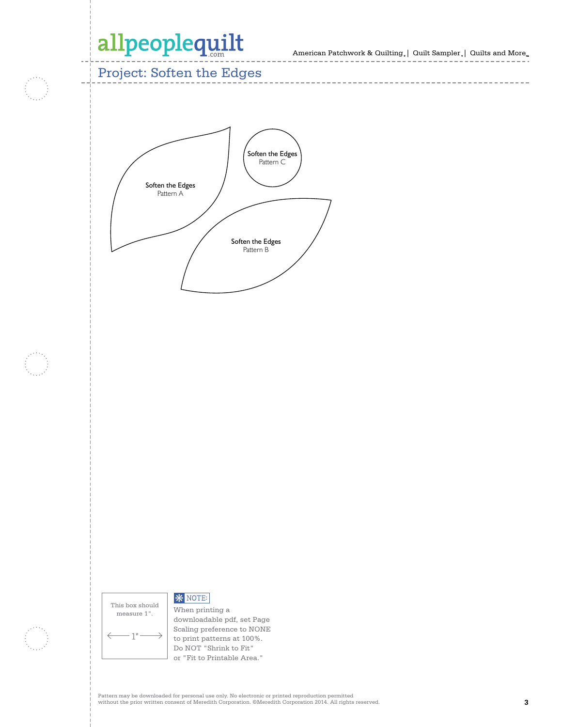# Project: Soften the Edges

Soften the Edges
Pattern A

Soften the Edges
Pattern C

Soften the Edges
Pattern B

This box should measure 1".

1"

NOTE:

When printing a downloadable pdf, set Page Scaling preference to NONE to print patterns at 100%. Do NOT "Shrink to Fit" or "Fit to Printable Area."

Pattern may be downloaded for personal use only. No electronic or printed reproduction permitted without the prior written consent of Meredith Corporation. ©Meredith Corporation 2014. All rights reserved.